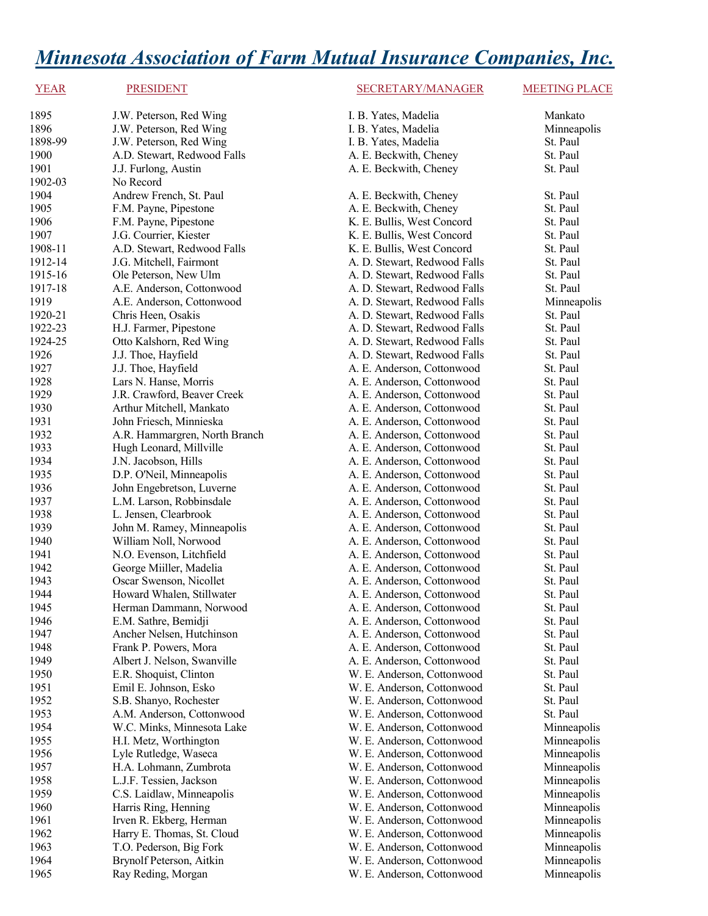# *Minnesota Association of Farm Mutual Insurance Companies, Inc.*

| YEAR | PRESIDENT | SECRETARY/MANAGER | MEETING PLACE |
|---|---|---|---|
| 1895 | J.W. Peterson, Red Wing | I. B. Yates, Madelia | Mankato |
| 1896 | J.W. Peterson, Red Wing | I. B. Yates, Madelia | Minneapolis |
| 1898-99 | J.W. Peterson, Red Wing | I. B. Yates, Madelia | St. Paul |
| 1900 | A.D. Stewart, Redwood Falls | A. E. Beckwith, Cheney | St. Paul |
| 1901 | J.J. Furlong, Austin | A. E. Beckwith, Cheney | St. Paul |
| 1902-03 | No Record | | |
| 1904 | Andrew French, St. Paul | A. E. Beckwith, Cheney | St. Paul |
| 1905 | F.M. Payne, Pipestone | A. E. Beckwith, Cheney | St. Paul |
| 1906 | F.M. Payne, Pipestone | K. E. Bullis, West Concord | St. Paul |
| 1907 | J.G. Courrier, Kiester | K. E. Bullis, West Concord | St. Paul |
| 1908-11 | A.D. Stewart, Redwood Falls | K. E. Bullis, West Concord | St. Paul |
| 1912-14 | J.G. Mitchell, Fairmont | A. D. Stewart, Redwood Falls | St. Paul |
| 1915-16 | Ole Peterson, New Ulm | A. D. Stewart, Redwood Falls | St. Paul |
| 1917-18 | A.E. Anderson, Cottonwood | A. D. Stewart, Redwood Falls | St. Paul |
| 1919 | A.E. Anderson, Cottonwood | A. D. Stewart, Redwood Falls | Minneapolis |
| 1920-21 | Chris Heen, Osakis | A. D. Stewart, Redwood Falls | St. Paul |
| 1922-23 | H.J. Farmer, Pipestone | A. D. Stewart, Redwood Falls | St. Paul |
| 1924-25 | Otto Kalshorn, Red Wing | A. D. Stewart, Redwood Falls | St. Paul |
| 1926 | J.J. Thoe, Hayfield | A. D. Stewart, Redwood Falls | St. Paul |
| 1927 | J.J. Thoe, Hayfield | A. E. Anderson, Cottonwood | St. Paul |
| 1928 | Lars N. Hanse, Morris | A. E. Anderson, Cottonwood | St. Paul |
| 1929 | J.R. Crawford, Beaver Creek | A. E. Anderson, Cottonwood | St. Paul |
| 1930 | Arthur Mitchell, Mankato | A. E. Anderson, Cottonwood | St. Paul |
| 1931 | John Friesch, Minnieska | A. E. Anderson, Cottonwood | St. Paul |
| 1932 | A.R. Hammargren, North Branch | A. E. Anderson, Cottonwood | St. Paul |
| 1933 | Hugh Leonard, Millville | A. E. Anderson, Cottonwood | St. Paul |
| 1934 | J.N. Jacobson, Hills | A. E. Anderson, Cottonwood | St. Paul |
| 1935 | D.P. O'Neil, Minneapolis | A. E. Anderson, Cottonwood | St. Paul |
| 1936 | John Engebretson, Luverne | A. E. Anderson, Cottonwood | St. Paul |
| 1937 | L.M. Larson, Robbinsdale | A. E. Anderson, Cottonwood | St. Paul |
| 1938 | L. Jensen, Clearbrook | A. E. Anderson, Cottonwood | St. Paul |
| 1939 | John M. Ramey, Minneapolis | A. E. Anderson, Cottonwood | St. Paul |
| 1940 | William Noll, Norwood | A. E. Anderson, Cottonwood | St. Paul |
| 1941 | N.O. Evenson, Litchfield | A. E. Anderson, Cottonwood | St. Paul |
| 1942 | George Miiller, Madelia | A. E. Anderson, Cottonwood | St. Paul |
| 1943 | Oscar Swenson, Nicollet | A. E. Anderson, Cottonwood | St. Paul |
| 1944 | Howard Whalen, Stillwater | A. E. Anderson, Cottonwood | St. Paul |
| 1945 | Herman Dammann, Norwood | A. E. Anderson, Cottonwood | St. Paul |
| 1946 | E.M. Sathre, Bemidji | A. E. Anderson, Cottonwood | St. Paul |
| 1947 | Ancher Nelsen, Hutchinson | A. E. Anderson, Cottonwood | St. Paul |
| 1948 | Frank P. Powers, Mora | A. E. Anderson, Cottonwood | St. Paul |
| 1949 | Albert J. Nelson, Swanville | A. E. Anderson, Cottonwood | St. Paul |
| 1950 | E.R. Shoquist, Clinton | W. E. Anderson, Cottonwood | St. Paul |
| 1951 | Emil E. Johnson, Esko | W. E. Anderson, Cottonwood | St. Paul |
| 1952 | S.B. Shanyo, Rochester | W. E. Anderson, Cottonwood | St. Paul |
| 1953 | A.M. Anderson, Cottonwood | W. E. Anderson, Cottonwood | St. Paul |
| 1954 | W.C. Minks, Minnesota Lake | W. E. Anderson, Cottonwood | Minneapolis |
| 1955 | H.I. Metz, Worthington | W. E. Anderson, Cottonwood | Minneapolis |
| 1956 | Lyle Rutledge, Waseca | W. E. Anderson, Cottonwood | Minneapolis |
| 1957 | H.A. Lohmann, Zumbrota | W. E. Anderson, Cottonwood | Minneapolis |
| 1958 | L.J.F. Tessien, Jackson | W. E. Anderson, Cottonwood | Minneapolis |
| 1959 | C.S. Laidlaw, Minneapolis | W. E. Anderson, Cottonwood | Minneapolis |
| 1960 | Harris Ring, Henning | W. E. Anderson, Cottonwood | Minneapolis |
| 1961 | Irven R. Ekberg, Herman | W. E. Anderson, Cottonwood | Minneapolis |
| 1962 | Harry E. Thomas, St. Cloud | W. E. Anderson, Cottonwood | Minneapolis |
| 1963 | T.O. Pederson, Big Fork | W. E. Anderson, Cottonwood | Minneapolis |
| 1964 | Brynolf Peterson, Aitkin | W. E. Anderson, Cottonwood | Minneapolis |
| 1965 | Ray Reding, Morgan | W. E. Anderson, Cottonwood | Minneapolis |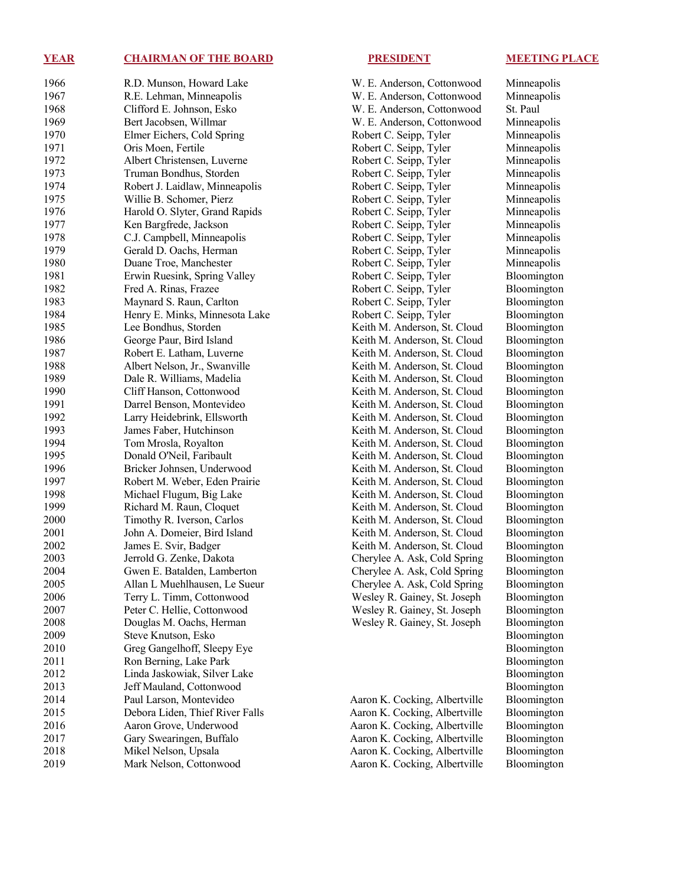| YEAR | CHAIRMAN OF THE BOARD | PRESIDENT | MEETING PLACE |
|---|---|---|---|
| 1966 | R.D. Munson, Howard Lake | W. E. Anderson, Cottonwood | Minneapolis |
| 1967 | R.E. Lehman, Minneapolis | W. E. Anderson, Cottonwood | Minneapolis |
| 1968 | Clifford E. Johnson, Esko | W. E. Anderson, Cottonwood | St. Paul |
| 1969 | Bert Jacobsen, Willmar | W. E. Anderson, Cottonwood | Minneapolis |
| 1970 | Elmer Eichers, Cold Spring | Robert C. Seipp, Tyler | Minneapolis |
| 1971 | Oris Moen, Fertile | Robert C. Seipp, Tyler | Minneapolis |
| 1972 | Albert Christensen, Luverne | Robert C. Seipp, Tyler | Minneapolis |
| 1973 | Truman Bondhus, Storden | Robert C. Seipp, Tyler | Minneapolis |
| 1974 | Robert J. Laidlaw, Minneapolis | Robert C. Seipp, Tyler | Minneapolis |
| 1975 | Willie B. Schomer, Pierz | Robert C. Seipp, Tyler | Minneapolis |
| 1976 | Harold O. Slyter, Grand Rapids | Robert C. Seipp, Tyler | Minneapolis |
| 1977 | Ken Bargfrede, Jackson | Robert C. Seipp, Tyler | Minneapolis |
| 1978 | C.J. Campbell, Minneapolis | Robert C. Seipp, Tyler | Minneapolis |
| 1979 | Gerald D. Oachs, Herman | Robert C. Seipp, Tyler | Minneapolis |
| 1980 | Duane Troe, Manchester | Robert C. Seipp, Tyler | Minneapolis |
| 1981 | Erwin Ruesink, Spring Valley | Robert C. Seipp, Tyler | Bloomington |
| 1982 | Fred A. Rinas, Frazee | Robert C. Seipp, Tyler | Bloomington |
| 1983 | Maynard S. Raun, Carlton | Robert C. Seipp, Tyler | Bloomington |
| 1984 | Henry E. Minks, Minnesota Lake | Robert C. Seipp, Tyler | Bloomington |
| 1985 | Lee Bondhus, Storden | Keith M. Anderson, St. Cloud | Bloomington |
| 1986 | George Paur, Bird Island | Keith M. Anderson, St. Cloud | Bloomington |
| 1987 | Robert E. Latham, Luverne | Keith M. Anderson, St. Cloud | Bloomington |
| 1988 | Albert Nelson, Jr., Swanville | Keith M. Anderson, St. Cloud | Bloomington |
| 1989 | Dale R. Williams, Madelia | Keith M. Anderson, St. Cloud | Bloomington |
| 1990 | Cliff Hanson, Cottonwood | Keith M. Anderson, St. Cloud | Bloomington |
| 1991 | Darrel Benson, Montevideo | Keith M. Anderson, St. Cloud | Bloomington |
| 1992 | Larry Heidebrink, Ellsworth | Keith M. Anderson, St. Cloud | Bloomington |
| 1993 | James Faber, Hutchinson | Keith M. Anderson, St. Cloud | Bloomington |
| 1994 | Tom Mrosla, Royalton | Keith M. Anderson, St. Cloud | Bloomington |
| 1995 | Donald O'Neil, Faribault | Keith M. Anderson, St. Cloud | Bloomington |
| 1996 | Bricker Johnsen, Underwood | Keith M. Anderson, St. Cloud | Bloomington |
| 1997 | Robert M. Weber, Eden Prairie | Keith M. Anderson, St. Cloud | Bloomington |
| 1998 | Michael Flugum, Big Lake | Keith M. Anderson, St. Cloud | Bloomington |
| 1999 | Richard M. Raun, Cloquet | Keith M. Anderson, St. Cloud | Bloomington |
| 2000 | Timothy R. Iverson, Carlos | Keith M. Anderson, St. Cloud | Bloomington |
| 2001 | John A. Domeier, Bird Island | Keith M. Anderson, St. Cloud | Bloomington |
| 2002 | James E. Svir, Badger | Keith M. Anderson, St. Cloud | Bloomington |
| 2003 | Jerrold G. Zenke, Dakota | Cherylee A. Ask, Cold Spring | Bloomington |
| 2004 | Gwen E. Batalden, Lamberton | Cherylee A. Ask, Cold Spring | Bloomington |
| 2005 | Allan L Muehlhausen, Le Sueur | Cherylee A. Ask, Cold Spring | Bloomington |
| 2006 | Terry L. Timm, Cottonwood | Wesley R. Gainey, St. Joseph | Bloomington |
| 2007 | Peter C. Hellie, Cottonwood | Wesley R. Gainey, St. Joseph | Bloomington |
| 2008 | Douglas M. Oachs, Herman | Wesley R. Gainey, St. Joseph | Bloomington |
| 2009 | Steve Knutson, Esko | | Bloomington |
| 2010 | Greg Gangelhoff, Sleepy Eye | | Bloomington |
| 2011 | Ron Berning, Lake Park | | Bloomington |
| 2012 | Linda Jaskowiak, Silver Lake | | Bloomington |
| 2013 | Jeff Mauland, Cottonwood | | Bloomington |
| 2014 | Paul Larson, Montevideo | Aaron K. Cocking, Albertville | Bloomington |
| 2015 | Debora Liden, Thief River Falls | Aaron K. Cocking, Albertville | Bloomington |
| 2016 | Aaron Grove, Underwood | Aaron K. Cocking, Albertville | Bloomington |
| 2017 | Gary Swearingen, Buffalo | Aaron K. Cocking, Albertville | Bloomington |
| 2018 | Mikel Nelson, Upsala | Aaron K. Cocking, Albertville | Bloomington |
| 2019 | Mark Nelson, Cottonwood | Aaron K. Cocking, Albertville | Bloomington |